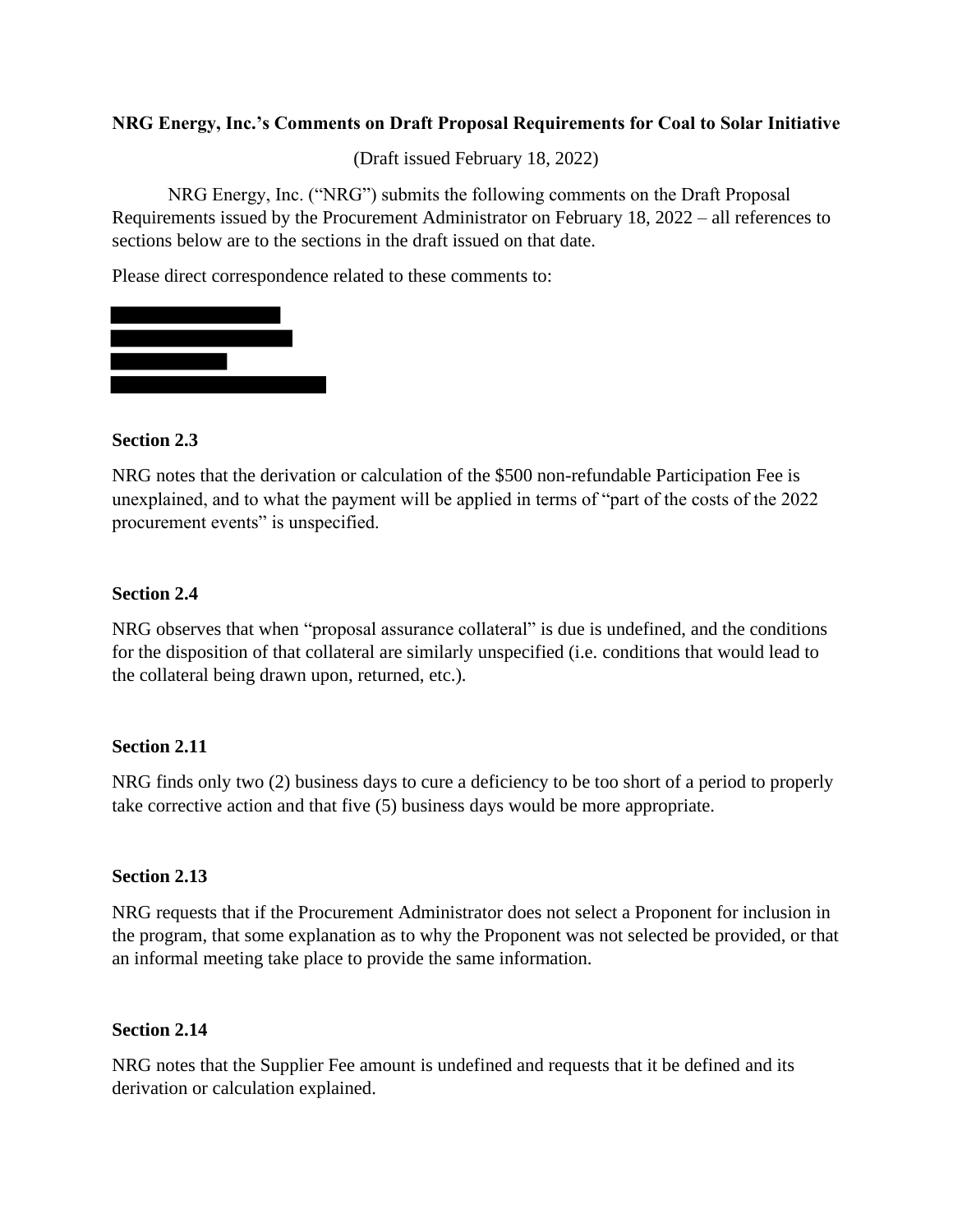**NRG Energy, Inc.'s Comments on Draft Proposal Requirements for Coal to Solar Initiative**

(Draft issued February 18, 2022)

NRG Energy, Inc. ("NRG") submits the following comments on the Draft Proposal Requirements issued by the Procurement Administrator on February 18, 2022 – all references to sections below are to the sections in the draft issued on that date.

Please direct correspondence related to these comments to:

**Section 2.3**

NRG notes that the derivation or calculation of the $500 non-refundable Participation Fee is unexplained, and to what the payment will be applied in terms of "part of the costs of the 2022 procurement events" is unspecified.

**Section 2.4**

NRG observes that when "proposal assurance collateral" is due is undefined, and the conditions for the disposition of that collateral are similarly unspecified (i.e. conditions that would lead to the collateral being drawn upon, returned, etc.).

**Section 2.11**

NRG finds only two (2) business days to cure a deficiency to be too short of a period to properly take corrective action and that five (5) business days would be more appropriate.

**Section 2.13**

NRG requests that if the Procurement Administrator does not select a Proponent for inclusion in the program, that some explanation as to why the Proponent was not selected be provided, or that an informal meeting take place to provide the same information.

**Section 2.14**

NRG notes that the Supplier Fee amount is undefined and requests that it be defined and its derivation or calculation explained.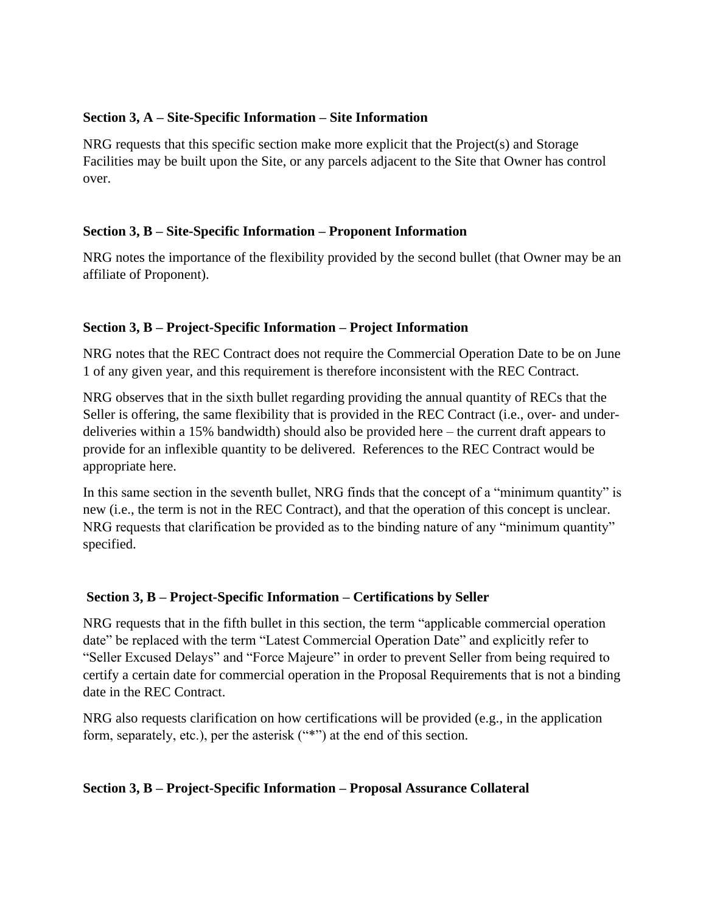**Section 3, A – Site-Specific Information – Site Information**

NRG requests that this specific section make more explicit that the Project(s) and Storage Facilities may be built upon the Site, or any parcels adjacent to the Site that Owner has control over.

**Section 3, B – Site-Specific Information – Proponent Information**

NRG notes the importance of the flexibility provided by the second bullet (that Owner may be an affiliate of Proponent).

**Section 3, B – Project-Specific Information – Project Information**

NRG notes that the REC Contract does not require the Commercial Operation Date to be on June 1 of any given year, and this requirement is therefore inconsistent with the REC Contract.

NRG observes that in the sixth bullet regarding providing the annual quantity of RECs that the Seller is offering, the same flexibility that is provided in the REC Contract (i.e., over- and under-deliveries within a 15% bandwidth) should also be provided here – the current draft appears to provide for an inflexible quantity to be delivered. References to the REC Contract would be appropriate here.

In this same section in the seventh bullet, NRG finds that the concept of a "minimum quantity" is new (i.e., the term is not in the REC Contract), and that the operation of this concept is unclear. NRG requests that clarification be provided as to the binding nature of any "minimum quantity" specified.

**Section 3, B – Project-Specific Information – Certifications by Seller**

NRG requests that in the fifth bullet in this section, the term "applicable commercial operation date" be replaced with the term "Latest Commercial Operation Date" and explicitly refer to "Seller Excused Delays" and "Force Majeure" in order to prevent Seller from being required to certify a certain date for commercial operation in the Proposal Requirements that is not a binding date in the REC Contract.

NRG also requests clarification on how certifications will be provided (e.g., in the application form, separately, etc.), per the asterisk ("*") at the end of this section.

**Section 3, B – Project-Specific Information – Proposal Assurance Collateral**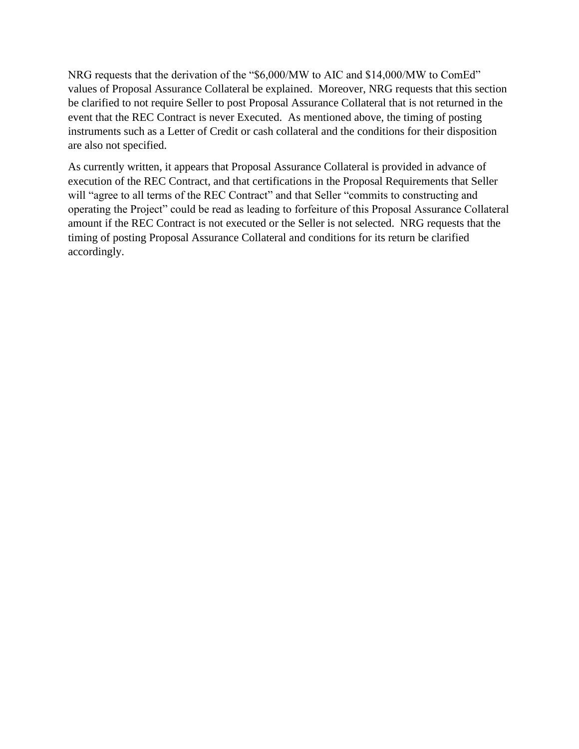NRG requests that the derivation of the "$6,000/MW to AIC and $14,000/MW to ComEd" values of Proposal Assurance Collateral be explained. Moreover, NRG requests that this section be clarified to not require Seller to post Proposal Assurance Collateral that is not returned in the event that the REC Contract is never Executed. As mentioned above, the timing of posting instruments such as a Letter of Credit or cash collateral and the conditions for their disposition are also not specified.

As currently written, it appears that Proposal Assurance Collateral is provided in advance of execution of the REC Contract, and that certifications in the Proposal Requirements that Seller will "agree to all terms of the REC Contract" and that Seller "commits to constructing and operating the Project" could be read as leading to forfeiture of this Proposal Assurance Collateral amount if the REC Contract is not executed or the Seller is not selected. NRG requests that the timing of posting Proposal Assurance Collateral and conditions for its return be clarified accordingly.